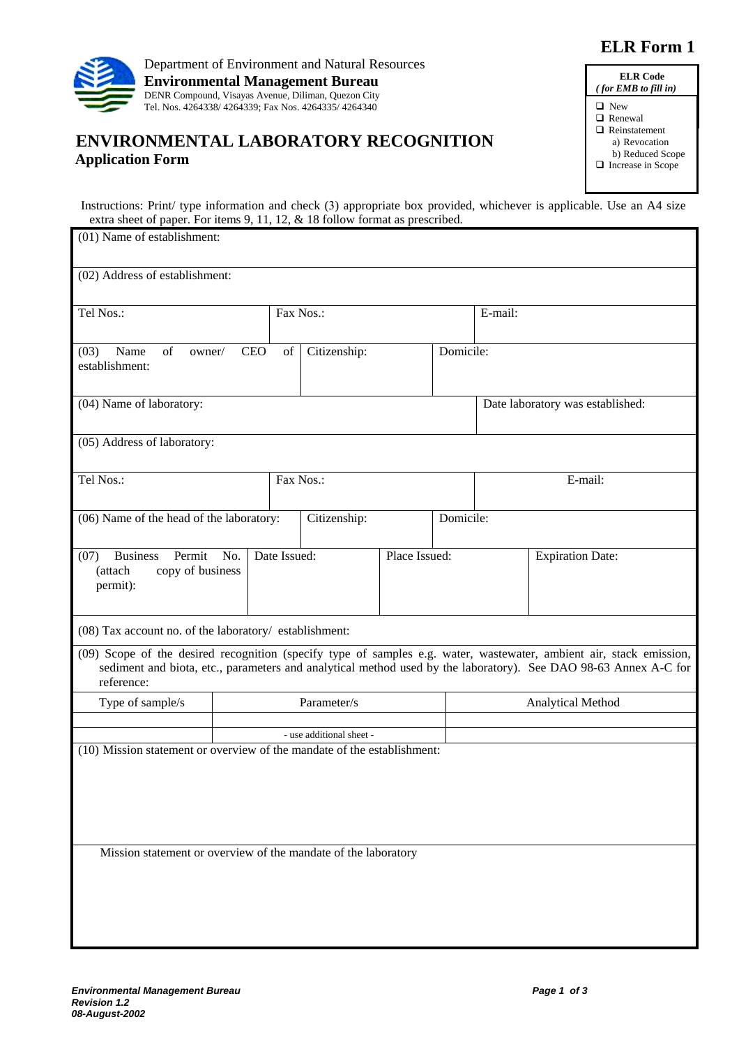# ELR Form 1

Department of Environment and Natural Resources
**Environmental Management Bureau**
DENR Compound, Visayas Avenue, Diliman, Quezon City
Tel. Nos. 4264338/ 4264339; Fax Nos. 4264335/ 4264340

**ELR Code**
***( for EMB to fill in)***

- ❑ New
- ❑ Renewal
- ❑ Reinstatement
  - a) Revocation
  - b) Reduced Scope
- ❑ Increase in Scope

## ENVIRONMENTAL LABORATORY RECOGNITION
**Application Form**

Instructions: Print/ type information and check (3) appropriate box provided, whichever is applicable. Use an A4 size extra sheet of paper. For items 9, 11, 12, & 18 follow format as prescribed.

| | | |
|---|---|---|
| (01) Name of establishment: | | |
| (02) Address of establishment: | | |
| Tel Nos.: | Fax Nos.: | E-mail: |
| (03) Name of owner/ CEO of establishment: | Citizenship: | Domicile: |
| (04) Name of laboratory: | | Date laboratory was established: |
| (05) Address of laboratory: | | |
| Tel Nos.: | Fax Nos.: | E-mail: |
| (06) Name of the head of the laboratory: | Citizenship: | Domicile: |

| (07) Business Permit No. (attach copy of business permit): | Date Issued: | Place Issued: | Expiration Date: |
|---|---|---|---|
| | | | |

(08) Tax account no. of the laboratory/ establishment:

(09) Scope of the desired recognition (specify type of samples e.g. water, wastewater, ambient air, stack emission, sediment and biota, etc., parameters and analytical method used by the laboratory). See DAO 98-63 Annex A-C for reference:

| Type of sample/s | Parameter/s | Analytical Method |
|---|---|---|
| | | |
| | - use additional sheet - | |

(10) Mission statement or overview of the mandate of the establishment:

Mission statement or overview of the mandate of the laboratory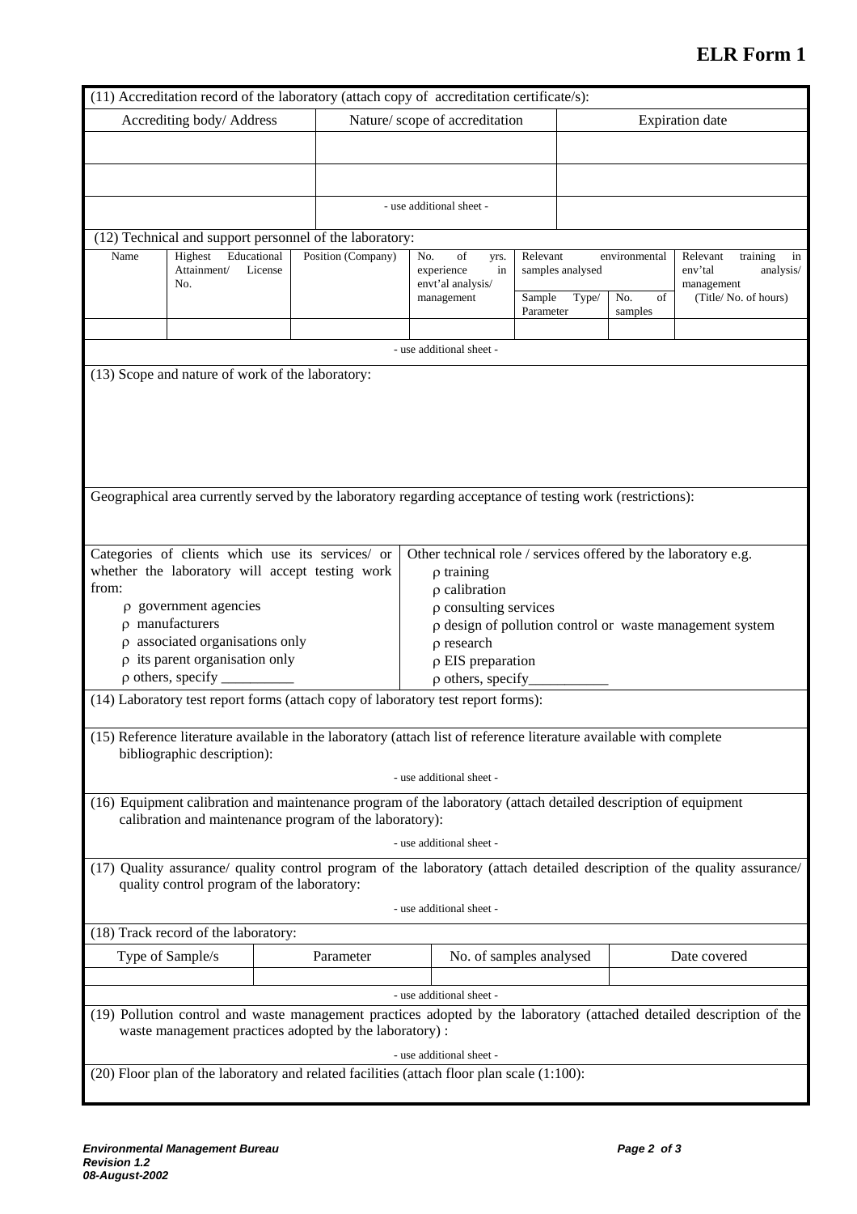# ELR Form 1

(11) Accreditation record of the laboratory (attach copy of accreditation certificate/s):

| Accrediting body/ Address | Nature/ scope of accreditation | Expiration date |
|---|---|---|
| | | |
| | | |
| | - use additional sheet - | |

(12) Technical and support personnel of the laboratory:

| Name | Highest Educational Attainment/ License No. | Position (Company) | No. of yrs. experience in envt'al analysis/ management | Relevant environmental samples analysed | | Relevant training in env'tal analysis/ management (Title/ No. of hours) |
|---|---|---|---|---|---|---|
| | | | | Sample Type/ Parameter | No. of samples | |
| | | | | | | |

- use additional sheet -

(13) Scope and nature of work of the laboratory:

Geographical area currently served by the laboratory regarding acceptance of testing work (restrictions):

Categories of clients which use its services/ or whether the laboratory will accept testing work from:

- ρ government agencies
- ρ manufacturers
- ρ associated organisations only
- ρ its parent organisation only
- ρ others, specify __________

Other technical role / services offered by the laboratory e.g.

- ρ training
- ρ calibration
- ρ consulting services
- ρ design of pollution control or waste management system
- ρ research
- ρ EIS preparation
- ρ others, specify___________

(14) Laboratory test report forms (attach copy of laboratory test report forms):

(15) Reference literature available in the laboratory (attach list of reference literature available with complete bibliographic description):

- use additional sheet -

(16) Equipment calibration and maintenance program of the laboratory (attach detailed description of equipment calibration and maintenance program of the laboratory):

- use additional sheet -

(17) Quality assurance/ quality control program of the laboratory (attach detailed description of the quality assurance/ quality control program of the laboratory:

- use additional sheet -

(18) Track record of the laboratory:

| Type of Sample/s | Parameter | No. of samples analysed | Date covered |
|---|---|---|---|
| | | | |

- use additional sheet -

(19) Pollution control and waste management practices adopted by the laboratory (attached detailed description of the waste management practices adopted by the laboratory) :

- use additional sheet -

(20) Floor plan of the laboratory and related facilities (attach floor plan scale (1:100):

***Environmental Management Bureau***
***Revision 1.2***
***08-August-2002***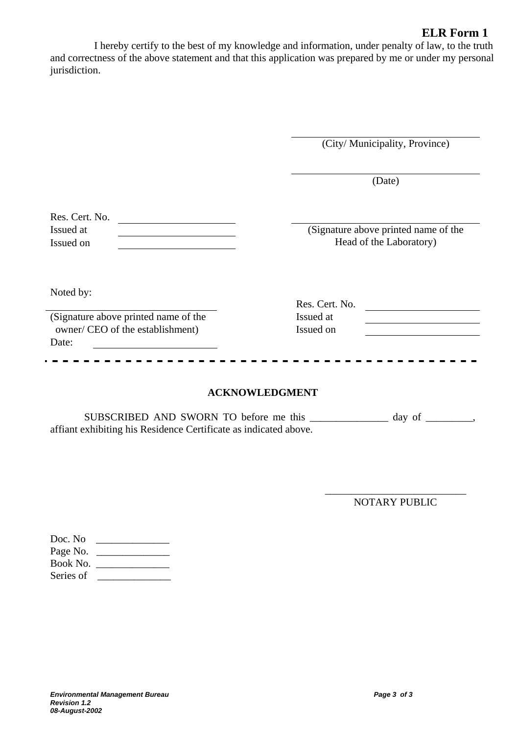**ELR Form 1**

I hereby certify to the best of my knowledge and information, under penalty of law, to the truth and correctness of the above statement and that this application was prepared by me or under my personal jurisdiction.

\_\_\_\_\_\_\_\_\_\_\_\_\_\_\_\_\_\_\_\_\_\_\_\_\_\_\_\_
(City/ Municipality, Province)

\_\_\_\_\_\_\_\_\_\_\_\_\_\_\_\_\_\_\_\_\_\_\_\_\_\_\_\_
(Date)

Res. Cert. No. \_\_\_\_\_\_\_\_\_\_\_\_\_\_\_\_
Issued at \_\_\_\_\_\_\_\_\_\_\_\_\_\_\_\_
Issued on \_\_\_\_\_\_\_\_\_\_\_\_\_\_\_\_

\_\_\_\_\_\_\_\_\_\_\_\_\_\_\_\_\_\_\_\_\_\_\_\_\_\_\_\_
(Signature above printed name of the Head of the Laboratory)

Noted by:

\_\_\_\_\_\_\_\_\_\_\_\_\_\_\_\_\_\_\_\_\_\_\_\_\_\_\_\_
(Signature above printed name of the owner/ CEO of the establishment)
Date: \_\_\_\_\_\_\_\_\_\_\_\_\_\_\_\_

Res. Cert. No. \_\_\_\_\_\_\_\_\_\_\_\_\_\_\_\_
Issued at \_\_\_\_\_\_\_\_\_\_\_\_\_\_\_\_
Issued on \_\_\_\_\_\_\_\_\_\_\_\_\_\_\_\_

---

**ACKNOWLEDGMENT**

SUBSCRIBED AND SWORN TO before me this \_\_\_\_\_\_\_\_\_\_\_\_\_\_\_ day of \_\_\_\_\_\_\_\_\_, affiant exhibiting his Residence Certificate as indicated above.

\_\_\_\_\_\_\_\_\_\_\_\_\_\_\_\_\_\_\_\_\_\_\_\_\_\_\_\_
NOTARY PUBLIC

Doc. No \_\_\_\_\_\_\_\_\_\_\_\_\_\_
Page No. \_\_\_\_\_\_\_\_\_\_\_\_\_\_
Book No. \_\_\_\_\_\_\_\_\_\_\_\_\_\_
Series of \_\_\_\_\_\_\_\_\_\_\_\_\_\_

*Environmental Management Bureau*
*Revision 1.2*
*08-August-2002*